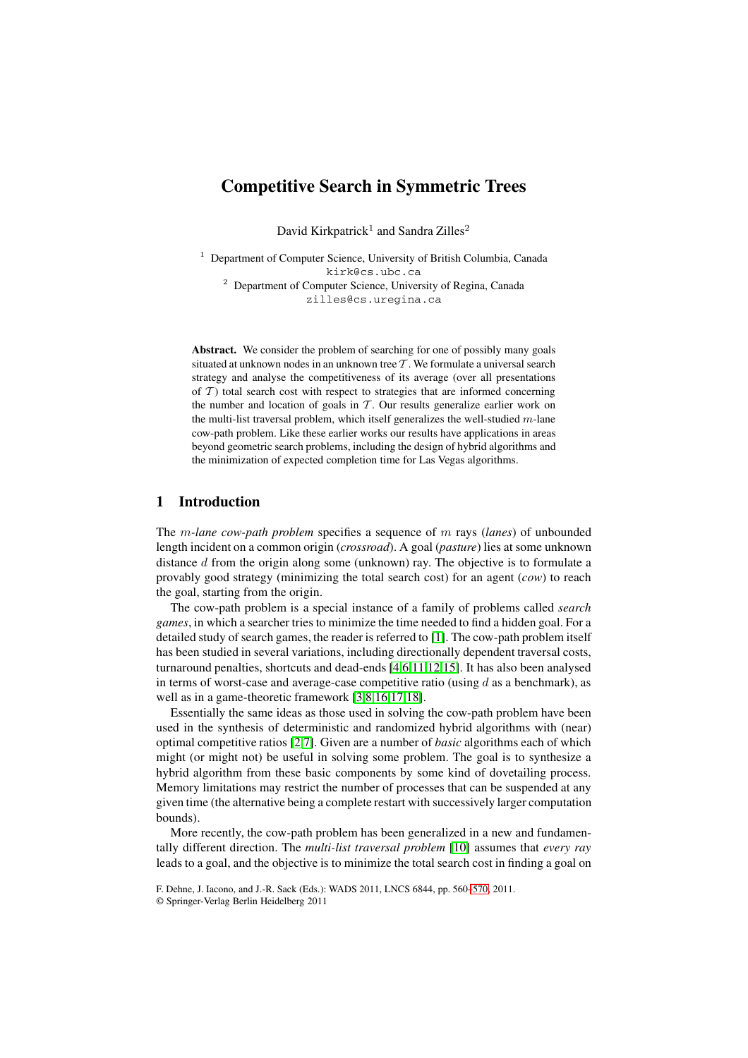# Competitive Search in Symmetric Trees

David Kirkpatrick[1] and Sandra Zilles[2]

[1] Department of Computer Science, University of British Columbia, Canada
kirk@cs.ubc.ca

[2] Department of Computer Science, University of Regina, Canada
zilles@cs.uregina.ca

**Abstract.** We consider the problem of searching for one of possibly many goals situated at unknown nodes in an unknown tree $\mathcal{T}$. We formulate a universal search strategy and analyse the competitiveness of its average (over all presentations of $\mathcal{T}$) total search cost with respect to strategies that are informed concerning the number and location of goals in $\mathcal{T}$. Our results generalize earlier work on the multi-list traversal problem, which itself generalizes the well-studied $m$-lane cow-path problem. Like these earlier works our results have applications in areas beyond geometric search problems, including the design of hybrid algorithms and the minimization of expected completion time for Las Vegas algorithms.

## 1 Introduction

The *$m$-lane cow-path problem* specifies a sequence of $m$ rays (*lanes*) of unbounded length incident on a common origin (*crossroad*). A goal (*pasture*) lies at some unknown distance $d$ from the origin along some (unknown) ray. The objective is to formulate a provably good strategy (minimizing the total search cost) for an agent (*cow*) to reach the goal, starting from the origin.

The cow-path problem is a special instance of a family of problems called *search games*, in which a searcher tries to minimize the time needed to find a hidden goal. For a detailed study of search games, the reader is referred to [1]. The cow-path problem itself has been studied in several variations, including directionally dependent traversal costs, turnaround penalties, shortcuts and dead-ends [4,6,11,12,15]. It has also been analysed in terms of worst-case and average-case competitive ratio (using $d$ as a benchmark), as well as in a game-theoretic framework [3,8,16,17,18].

Essentially the same ideas as those used in solving the cow-path problem have been used in the synthesis of deterministic and randomized hybrid algorithms with (near) optimal competitive ratios [2,7]. Given are a number of *basic* algorithms each of which might (or might not) be useful in solving some problem. The goal is to synthesize a hybrid algorithm from these basic components by some kind of dovetailing process. Memory limitations may restrict the number of processes that can be suspended at any given time (the alternative being a complete restart with successively larger computation bounds).

More recently, the cow-path problem has been generalized in a new and fundamentally different direction. The *multi-list traversal problem* [10] assumes that *every ray* leads to a goal, and the objective is to minimize the total search cost in finding a goal on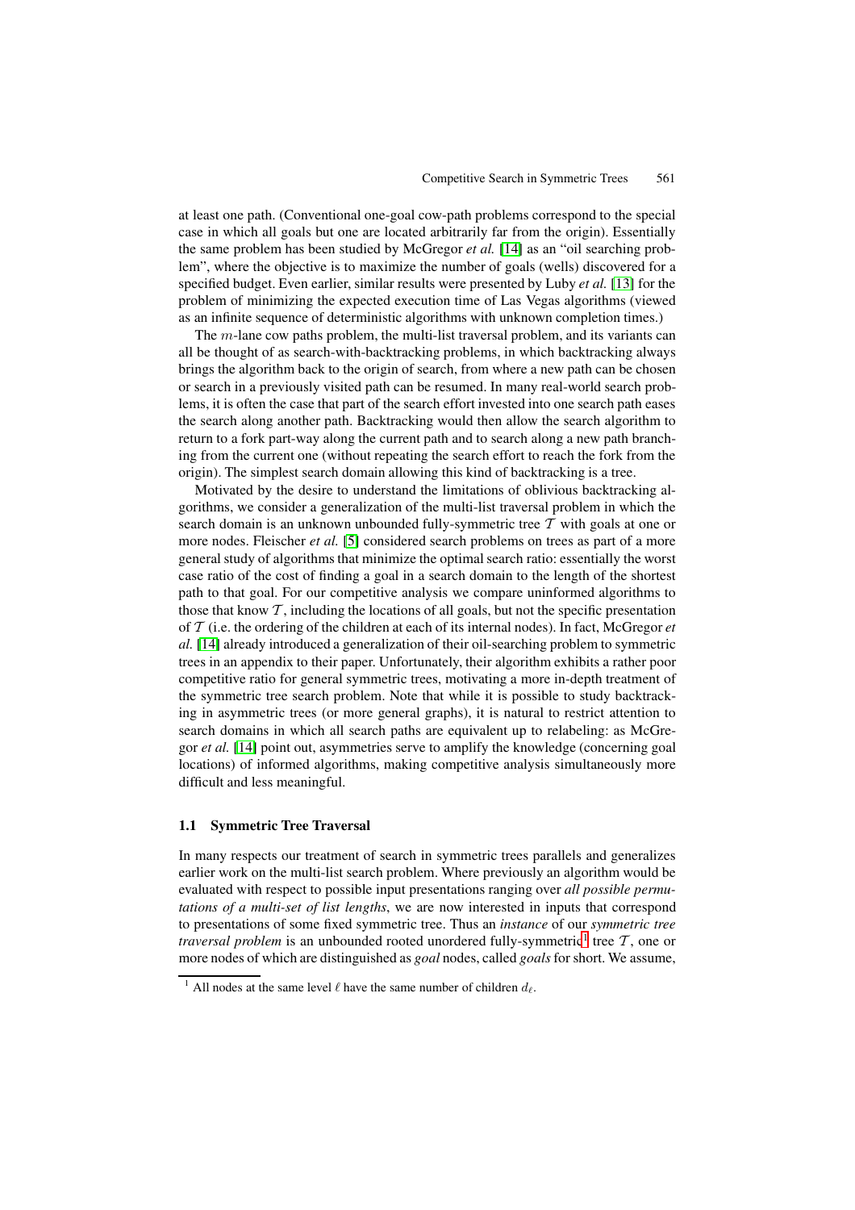at least one path. (Conventional one-goal cow-path problems correspond to the special case in which all goals but one are located arbitrarily far from the origin). Essentially the same problem has been studied by McGregor *et al.* [14] as an "oil searching problem", where the objective is to maximize the number of goals (wells) discovered for a specified budget. Even earlier, similar results were presented by Luby *et al.* [13] for the problem of minimizing the expected execution time of Las Vegas algorithms (viewed as an infinite sequence of deterministic algorithms with unknown completion times.)

The $m$-lane cow paths problem, the multi-list traversal problem, and its variants can all be thought of as search-with-backtracking problems, in which backtracking always brings the algorithm back to the origin of search, from where a new path can be chosen or search in a previously visited path can be resumed. In many real-world search problems, it is often the case that part of the search effort invested into one search path eases the search along another path. Backtracking would then allow the search algorithm to return to a fork part-way along the current path and to search along a new path branching from the current one (without repeating the search effort to reach the fork from the origin). The simplest search domain allowing this kind of backtracking is a tree.

Motivated by the desire to understand the limitations of oblivious backtracking algorithms, we consider a generalization of the multi-list traversal problem in which the search domain is an unknown unbounded fully-symmetric tree $\mathcal{T}$ with goals at one or more nodes. Fleischer *et al.* [5] considered search problems on trees as part of a more general study of algorithms that minimize the optimal search ratio: essentially the worst case ratio of the cost of finding a goal in a search domain to the length of the shortest path to that goal. For our competitive analysis we compare uninformed algorithms to those that know $\mathcal{T}$, including the locations of all goals, but not the specific presentation of $\mathcal{T}$ (i.e. the ordering of the children at each of its internal nodes). In fact, McGregor *et al.* [14] already introduced a generalization of their oil-searching problem to symmetric trees in an appendix to their paper. Unfortunately, their algorithm exhibits a rather poor competitive ratio for general symmetric trees, motivating a more in-depth treatment of the symmetric tree search problem. Note that while it is possible to study backtracking in asymmetric trees (or more general graphs), it is natural to restrict attention to search domains in which all search paths are equivalent up to relabeling: as McGregor *et al.* [14] point out, asymmetries serve to amplify the knowledge (concerning goal locations) of informed algorithms, making competitive analysis simultaneously more difficult and less meaningful.

### 1.1 Symmetric Tree Traversal

In many respects our treatment of search in symmetric trees parallels and generalizes earlier work on the multi-list search problem. Where previously an algorithm would be evaluated with respect to possible input presentations ranging over *all possible permutations of a multi-set of list lengths*, we are now interested in inputs that correspond to presentations of some fixed symmetric tree. Thus an *instance* of our *symmetric tree traversal problem* is an unbounded rooted unordered fully-symmetric[1] tree $\mathcal{T}$, one or more nodes of which are distinguished as *goal* nodes, called *goals* for short. We assume,

[1] All nodes at the same level $\ell$ have the same number of children $d_\ell$.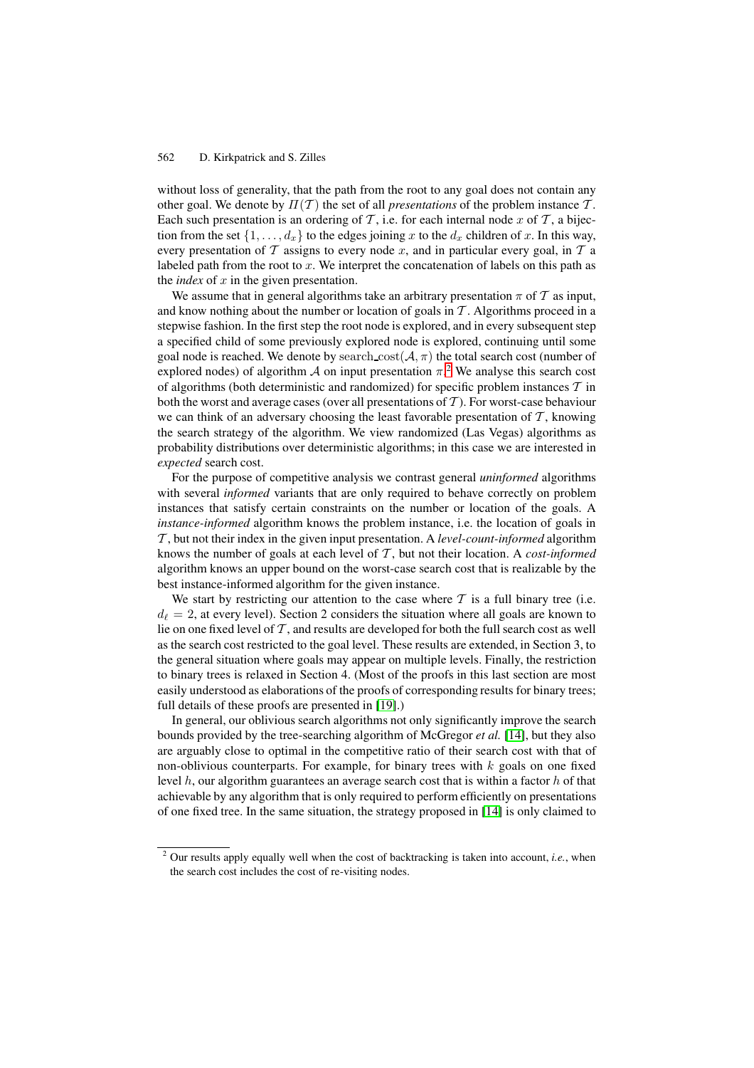without loss of generality, that the path from the root to any goal does not contain any other goal. We denote by $\Pi(\mathcal{T})$ the set of all *presentations* of the problem instance $\mathcal{T}$. Each such presentation is an ordering of $\mathcal{T}$, i.e. for each internal node $x$ of $\mathcal{T}$, a bijection from the set $\{1, \ldots, d_x\}$ to the edges joining $x$ to the $d_x$ children of $x$. In this way, every presentation of $\mathcal{T}$ assigns to every node $x$, and in particular every goal, in $\mathcal{T}$ a labeled path from the root to $x$. We interpret the concatenation of labels on this path as the *index* of $x$ in the given presentation.

We assume that in general algorithms take an arbitrary presentation $\pi$ of $\mathcal{T}$ as input, and know nothing about the number or location of goals in $\mathcal{T}$. Algorithms proceed in a stepwise fashion. In the first step the root node is explored, and in every subsequent step a specified child of some previously explored node is explored, continuing until some goal node is reached. We denote by $\text{search\_cost}(\mathcal{A}, \pi)$ the total search cost (number of explored nodes) of algorithm $\mathcal{A}$ on input presentation $\pi$.[2] We analyse this search cost of algorithms (both deterministic and randomized) for specific problem instances $\mathcal{T}$ in both the worst and average cases (over all presentations of $\mathcal{T}$). For worst-case behaviour we can think of an adversary choosing the least favorable presentation of $\mathcal{T}$, knowing the search strategy of the algorithm. We view randomized (Las Vegas) algorithms as probability distributions over deterministic algorithms; in this case we are interested in *expected* search cost.

For the purpose of competitive analysis we contrast general *uninformed* algorithms with several *informed* variants that are only required to behave correctly on problem instances that satisfy certain constraints on the number or location of the goals. A *instance-informed* algorithm knows the problem instance, i.e. the location of goals in $\mathcal{T}$, but not their index in the given input presentation. A *level-count-informed* algorithm knows the number of goals at each level of $\mathcal{T}$, but not their location. A *cost-informed* algorithm knows an upper bound on the worst-case search cost that is realizable by the best instance-informed algorithm for the given instance.

We start by restricting our attention to the case where $\mathcal{T}$ is a full binary tree (i.e. $d_\ell = 2$, at every level). Section 2 considers the situation where all goals are known to lie on one fixed level of $\mathcal{T}$, and results are developed for both the full search cost as well as the search cost restricted to the goal level. These results are extended, in Section 3, to the general situation where goals may appear on multiple levels. Finally, the restriction to binary trees is relaxed in Section 4. (Most of the proofs in this last section are most easily understood as elaborations of the proofs of corresponding results for binary trees; full details of these proofs are presented in [19].)

In general, our oblivious search algorithms not only significantly improve the search bounds provided by the tree-searching algorithm of McGregor *et al.* [14], but they also are arguably close to optimal in the competitive ratio of their search cost with that of non-oblivious counterparts. For example, for binary trees with $k$ goals on one fixed level $h$, our algorithm guarantees an average search cost that is within a factor $h$ of that achievable by any algorithm that is only required to perform efficiently on presentations of one fixed tree. In the same situation, the strategy proposed in [14] is only claimed to

[2] Our results apply equally well when the cost of backtracking is taken into account, *i.e.*, when the search cost includes the cost of re-visiting nodes.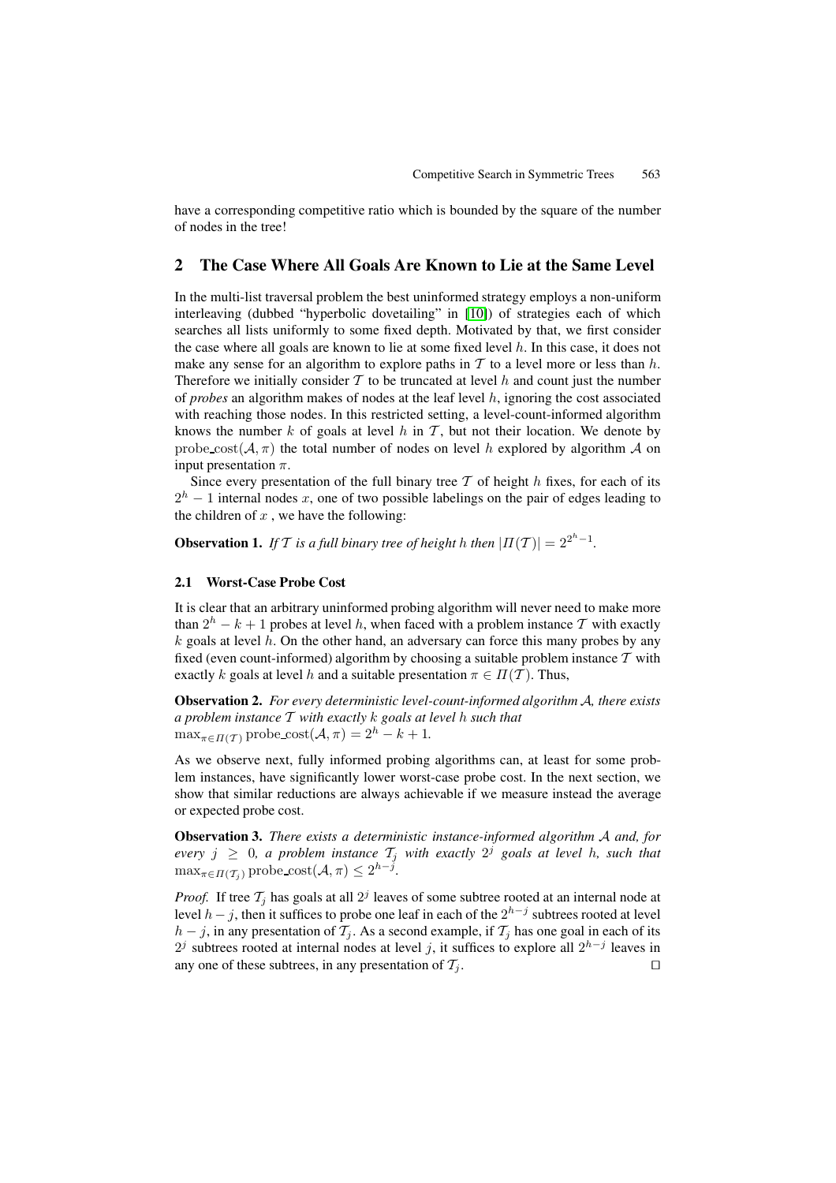have a corresponding competitive ratio which is bounded by the square of the number of nodes in the tree!

## 2 The Case Where All Goals Are Known to Lie at the Same Level

In the multi-list traversal problem the best uninformed strategy employs a non-uniform interleaving (dubbed "hyperbolic dovetailing" in [10]) of strategies each of which searches all lists uniformly to some fixed depth. Motivated by that, we first consider the case where all goals are known to lie at some fixed level $h$. In this case, it does not make any sense for an algorithm to explore paths in $\mathcal{T}$ to a level more or less than $h$. Therefore we initially consider $\mathcal{T}$ to be truncated at level $h$ and count just the number of *probes* an algorithm makes of nodes at the leaf level $h$, ignoring the cost associated with reaching those nodes. In this restricted setting, a level-count-informed algorithm knows the number $k$ of goals at level $h$ in $\mathcal{T}$, but not their location. We denote by $\text{probe\_cost}(\mathcal{A}, \pi)$ the total number of nodes on level $h$ explored by algorithm $\mathcal{A}$ on input presentation $\pi$.

Since every presentation of the full binary tree $\mathcal{T}$ of height $h$ fixes, for each of its $2^h - 1$ internal nodes $x$, one of two possible labelings on the pair of edges leading to the children of $x$, we have the following:

**Observation 1.** *If $\mathcal{T}$ is a full binary tree of height $h$ then $|\Pi(\mathcal{T})| = 2^{2^h-1}$.*

### 2.1 Worst-Case Probe Cost

It is clear that an arbitrary uninformed probing algorithm will never need to make more than $2^h - k + 1$ probes at level $h$, when faced with a problem instance $\mathcal{T}$ with exactly $k$ goals at level $h$. On the other hand, an adversary can force this many probes by any fixed (even count-informed) algorithm by choosing a suitable problem instance $\mathcal{T}$ with exactly $k$ goals at level $h$ and a suitable presentation $\pi \in \Pi(\mathcal{T})$. Thus,

**Observation 2.** *For every deterministic level-count-informed algorithm $\mathcal{A}$, there exists a problem instance $\mathcal{T}$ with exactly $k$ goals at level $h$ such that* $\max_{\pi \in \Pi(\mathcal{T})} \text{probe\_cost}(\mathcal{A}, \pi) = 2^h - k + 1$.

As we observe next, fully informed probing algorithms can, at least for some problem instances, have significantly lower worst-case probe cost. In the next section, we show that similar reductions are always achievable if we measure instead the average or expected probe cost.

**Observation 3.** *There exists a deterministic instance-informed algorithm $\mathcal{A}$ and, for every $j \geq 0$, a problem instance $\mathcal{T}_j$ with exactly $2^j$ goals at level $h$, such that* $\max_{\pi \in \Pi(\mathcal{T}_j)} \text{probe\_cost}(\mathcal{A}, \pi) \leq 2^{h-j}$.

*Proof.* If tree $\mathcal{T}_j$ has goals at all $2^j$ leaves of some subtree rooted at an internal node at level $h - j$, then it suffices to probe one leaf in each of the $2^{h-j}$ subtrees rooted at level $h - j$, in any presentation of $\mathcal{T}_j$. As a second example, if $\mathcal{T}_j$ has one goal in each of its $2^j$ subtrees rooted at internal nodes at level $j$, it suffices to explore all $2^{h-j}$ leaves in any one of these subtrees, in any presentation of $\mathcal{T}_j$. □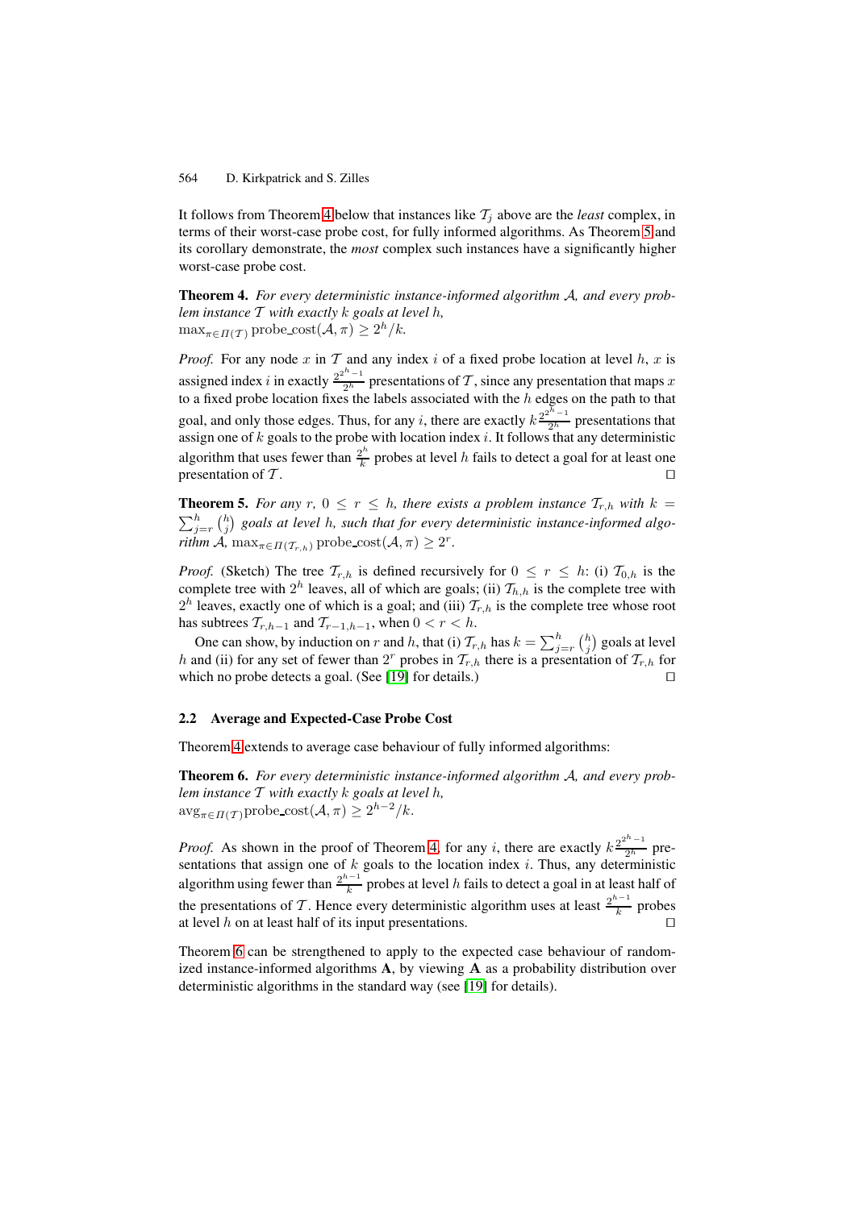It follows from Theorem 4 below that instances like $\mathcal{T}_j$ above are the *least* complex, in terms of their worst-case probe cost, for fully informed algorithms. As Theorem 5 and its corollary demonstrate, the *most* complex such instances have a significantly higher worst-case probe cost.

**Theorem 4.** *For every deterministic instance-informed algorithm $\mathcal{A}$, and every problem instance $\mathcal{T}$ with exactly $k$ goals at level $h$,*
$\max_{\pi \in \Pi(\mathcal{T})} \text{probe\_cost}(\mathcal{A}, \pi) \geq 2^h/k$.

*Proof.* For any node $x$ in $\mathcal{T}$ and any index $i$ of a fixed probe location at level $h$, $x$ is assigned index $i$ in exactly $\frac{2^{2^h-1}}{2^h}$ presentations of $\mathcal{T}$, since any presentation that maps $x$ to a fixed probe location fixes the labels associated with the $h$ edges on the path to that goal, and only those edges. Thus, for any $i$, there are exactly $k\frac{2^{2^h-1}}{2^h}$ presentations that assign one of $k$ goals to the probe with location index $i$. It follows that any deterministic algorithm that uses fewer than $\frac{2^h}{k}$ probes at level $h$ fails to detect a goal for at least one presentation of $\mathcal{T}$. $\square$

**Theorem 5.** *For any $r$, $0 \leq r \leq h$, there exists a problem instance $\mathcal{T}_{r,h}$ with $k = \sum_{j=r}^{h} \binom{h}{j}$ goals at level $h$, such that for every deterministic instance-informed algorithm $\mathcal{A}$, $\max_{\pi \in \Pi(\mathcal{T}_{r,h})} \text{probe\_cost}(\mathcal{A}, \pi) \geq 2^r$.*

*Proof.* (Sketch) The tree $\mathcal{T}_{r,h}$ is defined recursively for $0 \leq r \leq h$: (i) $\mathcal{T}_{0,h}$ is the complete tree with $2^h$ leaves, all of which are goals; (ii) $\mathcal{T}_{h,h}$ is the complete tree with $2^h$ leaves, exactly one of which is a goal; and (iii) $\mathcal{T}_{r,h}$ is the complete tree whose root has subtrees $\mathcal{T}_{r,h-1}$ and $\mathcal{T}_{r-1,h-1}$, when $0 < r < h$.

One can show, by induction on $r$ and $h$, that (i) $\mathcal{T}_{r,h}$ has $k = \sum_{j=r}^{h} \binom{h}{j}$ goals at level $h$ and (ii) for any set of fewer than $2^r$ probes in $\mathcal{T}_{r,h}$ there is a presentation of $\mathcal{T}_{r,h}$ for which no probe detects a goal. (See [19] for details.) $\square$

### 2.2 Average and Expected-Case Probe Cost

Theorem 4 extends to average case behaviour of fully informed algorithms:

**Theorem 6.** *For every deterministic instance-informed algorithm $\mathcal{A}$, and every problem instance $\mathcal{T}$ with exactly $k$ goals at level $h$,*
$\text{avg}_{\pi \in \Pi(\mathcal{T})} \text{probe\_cost}(\mathcal{A}, \pi) \geq 2^{h-2}/k$.

*Proof.* As shown in the proof of Theorem 4, for any $i$, there are exactly $k\frac{2^{2^h-1}}{2^h}$ presentations that assign one of $k$ goals to the location index $i$. Thus, any deterministic algorithm using fewer than $\frac{2^{h-1}}{k}$ probes at level $h$ fails to detect a goal in at least half of the presentations of $\mathcal{T}$. Hence every deterministic algorithm uses at least $\frac{2^{h-1}}{k}$ probes at level $h$ on at least half of its input presentations. $\square$

Theorem 6 can be strengthened to apply to the expected case behaviour of randomized instance-informed algorithms $\mathbf{A}$, by viewing $\mathbf{A}$ as a probability distribution over deterministic algorithms in the standard way (see [19] for details).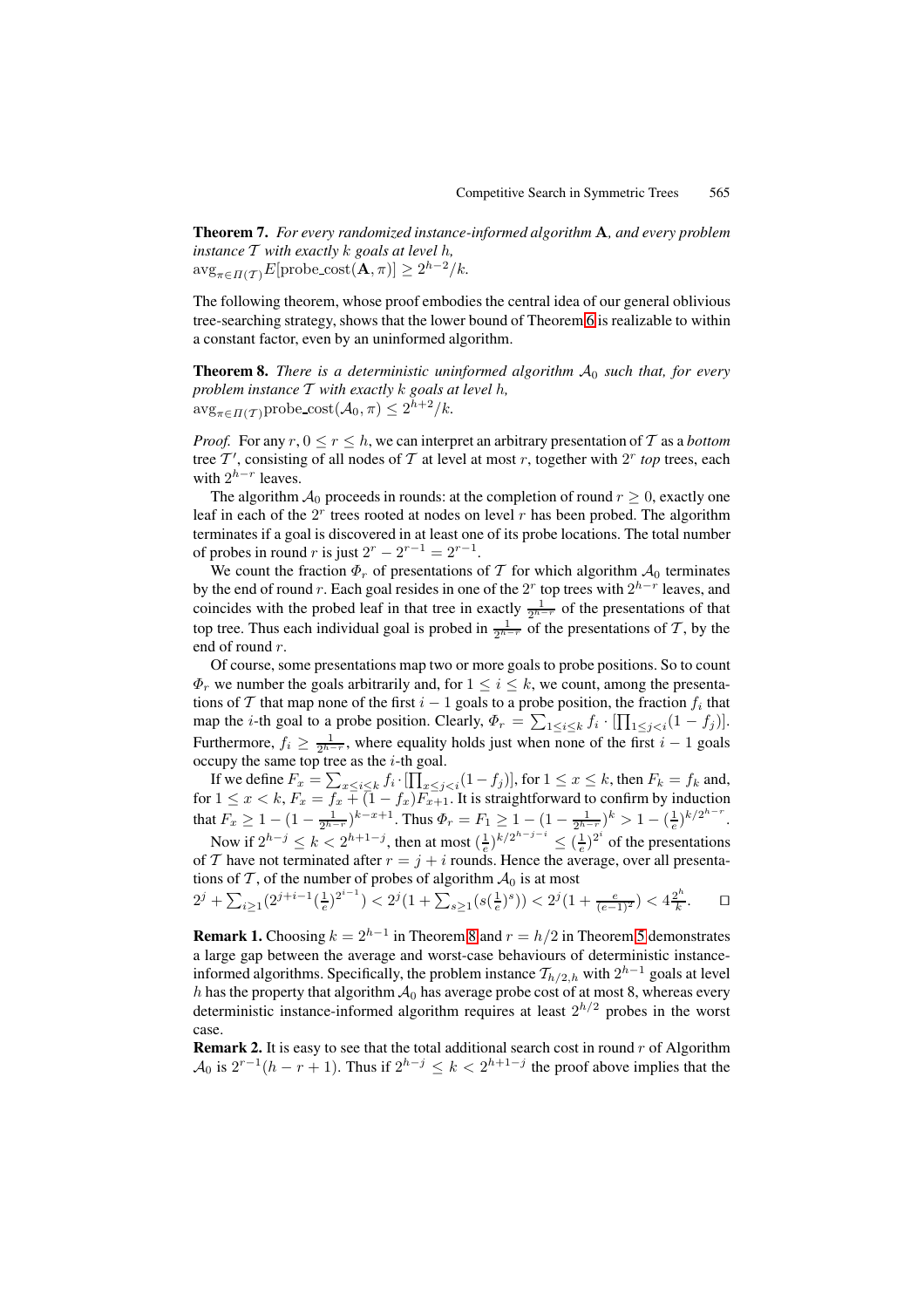**Theorem 7.** *For every randomized instance-informed algorithm* $\mathbf{A}$*, and every problem instance* $\mathcal{T}$ *with exactly* $k$ *goals at level* $h$*,*
$\text{avg}_{\pi \in \Pi(\mathcal{T})} E[\text{probe\_cost}(\mathbf{A}, \pi)] \geq 2^{h-2}/k$.

The following theorem, whose proof embodies the central idea of our general oblivious tree-searching strategy, shows that the lower bound of Theorem 6 is realizable to within a constant factor, even by an uninformed algorithm.

**Theorem 8.** *There is a deterministic uninformed algorithm* $\mathcal{A}_0$ *such that, for every problem instance* $\mathcal{T}$ *with exactly* $k$ *goals at level* $h$*,*
$\text{avg}_{\pi \in \Pi(\mathcal{T})} \text{probe\_cost}(\mathcal{A}_0, \pi) \leq 2^{h+2}/k$.

*Proof.* For any $r$, $0 \leq r \leq h$, we can interpret an arbitrary presentation of $\mathcal{T}$ as a *bottom* tree $\mathcal{T}'$, consisting of all nodes of $\mathcal{T}$ at level at most $r$, together with $2^r$ *top* trees, each with $2^{h-r}$ leaves.

The algorithm $\mathcal{A}_0$ proceeds in rounds: at the completion of round $r \geq 0$, exactly one leaf in each of the $2^r$ trees rooted at nodes on level $r$ has been probed. The algorithm terminates if a goal is discovered in at least one of its probe locations. The total number of probes in round $r$ is just $2^r - 2^{r-1} = 2^{r-1}$.

We count the fraction $\Phi_r$ of presentations of $\mathcal{T}$ for which algorithm $\mathcal{A}_0$ terminates by the end of round $r$. Each goal resides in one of the $2^r$ top trees with $2^{h-r}$ leaves, and coincides with the probed leaf in that tree in exactly $\frac{1}{2^{h-r}}$ of the presentations of that top tree. Thus each individual goal is probed in $\frac{1}{2^{h-r}}$ of the presentations of $\mathcal{T}$, by the end of round $r$.

Of course, some presentations map two or more goals to probe positions. So to count $\Phi_r$ we number the goals arbitrarily and, for $1 \leq i \leq k$, we count, among the presentations of $\mathcal{T}$ that map none of the first $i-1$ goals to a probe position, the fraction $f_i$ that map the $i$-th goal to a probe position. Clearly, $\Phi_r = \sum_{1 \leq i \leq k} f_i \cdot [\prod_{1 \leq j < i}(1 - f_j)]$. Furthermore, $f_i \geq \frac{1}{2^{h-r}}$, where equality holds just when none of the first $i-1$ goals occupy the same top tree as the $i$-th goal.

If we define $F_x = \sum_{x \leq i \leq k} f_i \cdot [\prod_{x \leq j < i}(1 - f_j)]$, for $1 \leq x \leq k$, then $F_k = f_k$ and, for $1 \leq x < k$, $F_x = f_x + (1 - f_x)F_{x+1}$. It is straightforward to confirm by induction that $F_x \geq 1 - (1 - \frac{1}{2^{h-r}})^{k-x+1}$. Thus $\Phi_r = F_1 \geq 1 - (1 - \frac{1}{2^{h-r}})^k > 1 - (\frac{1}{e})^{k/2^{h-r}}$.

Now if $2^{h-j} \leq k < 2^{h+1-j}$, then at most $(\frac{1}{e})^{k/2^{h-j-i}} \leq (\frac{1}{e})^{2^i}$ of the presentations of $\mathcal{T}$ have not terminated after $r = j + i$ rounds. Hence the average, over all presentations of $\mathcal{T}$, of the number of probes of algorithm $\mathcal{A}_0$ is at most
$2^j + \sum_{i \geq 1}(2^{j+i-1}(\frac{1}{e})^{2^{i-1}}) < 2^j(1 + \sum_{s \geq 1}(s(\frac{1}{e})^s)) < 2^j(1 + \frac{e}{(e-1)^2}) < 4\frac{2^h}{k}$. $\square$

**Remark 1.** Choosing $k = 2^{h-1}$ in Theorem 8 and $r = h/2$ in Theorem 5 demonstrates a large gap between the average and worst-case behaviours of deterministic instance-informed algorithms. Specifically, the problem instance $\mathcal{T}_{h/2,h}$ with $2^{h-1}$ goals at level $h$ has the property that algorithm $\mathcal{A}_0$ has average probe cost of at most 8, whereas every deterministic instance-informed algorithm requires at least $2^{h/2}$ probes in the worst case.

**Remark 2.** It is easy to see that the total additional search cost in round $r$ of Algorithm $\mathcal{A}_0$ is $2^{r-1}(h - r + 1)$. Thus if $2^{h-j} \leq k < 2^{h+1-j}$ the proof above implies that the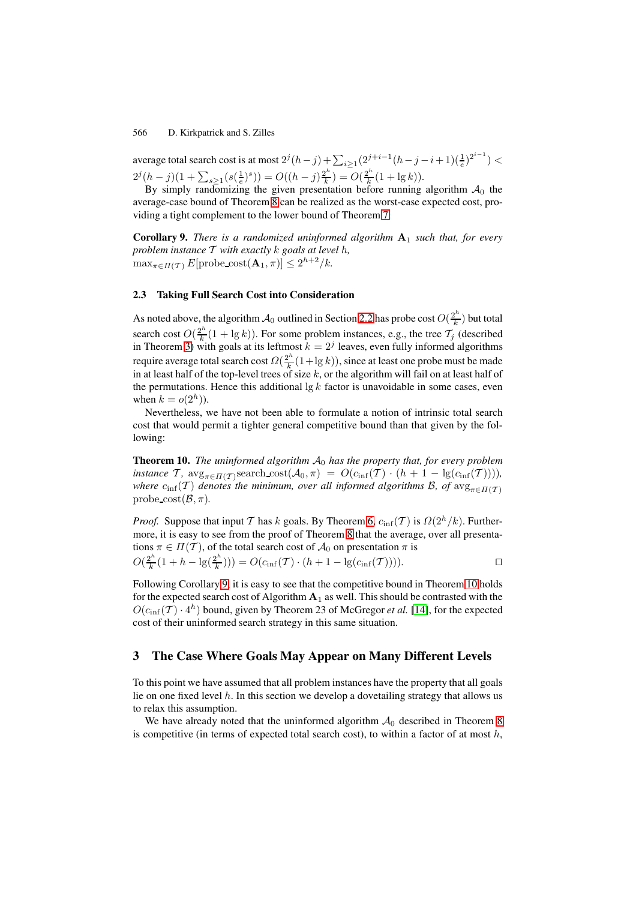average total search cost is at most $2^j(h-j)+\sum_{i\geq 1}(2^{j+i-1}(h-j-i+1)(\frac{1}{e})^{2^{i-1}}) < 2^j(h-j)(1+\sum_{s\geq 1}(s(\frac{1}{e})^s)) = O((h-j)\frac{2^h}{k}) = O(\frac{2^h}{k}(1+\lg k))$.

By simply randomizing the given presentation before running algorithm $\mathcal{A}_0$ the average-case bound of Theorem 8 can be realized as the worst-case expected cost, providing a tight complement to the lower bound of Theorem 7.

**Corollary 9.** *There is a randomized uninformed algorithm* $\mathbf{A}_1$ *such that, for every problem instance* $\mathcal{T}$ *with exactly* $k$ *goals at level* $h$*,*
$\max_{\pi\in\Pi(\mathcal{T})} E[\text{probe\_cost}(\mathbf{A}_1,\pi)] \leq 2^{h+2}/k$.

### 2.3 Taking Full Search Cost into Consideration

As noted above, the algorithm $\mathcal{A}_0$ outlined in Section 2.2 has probe cost $O(\frac{2^h}{k})$ but total search cost $O(\frac{2^h}{k}(1+\lg k))$. For some problem instances, e.g., the tree $\mathcal{T}_j$ (described in Theorem 3) with goals at its leftmost $k=2^j$ leaves, even fully informed algorithms require average total search cost $\Omega(\frac{2^h}{k}(1+\lg k))$, since at least one probe must be made in at least half of the top-level trees of size $k$, or the algorithm will fail on at least half of the permutations. Hence this additional $\lg k$ factor is unavoidable in some cases, even when $k=o(2^h)$).

Nevertheless, we have not been able to formulate a notion of intrinsic total search cost that would permit a tighter general competitive bound than that given by the following:

**Theorem 10.** *The uninformed algorithm* $\mathcal{A}_0$ *has the property that, for every problem instance* $\mathcal{T}$*,* $\text{avg}_{\pi\in\Pi(\mathcal{T})}\text{search\_cost}(\mathcal{A}_0,\pi) = O(c_{\text{inf}}(\mathcal{T})\cdot(h+1-\lg(c_{\text{inf}}(\mathcal{T}))))$*, where* $c_{\text{inf}}(\mathcal{T})$ *denotes the minimum, over all informed algorithms* $\mathcal{B}$*, of* $\text{avg}_{\pi\in\Pi(\mathcal{T})}$ $\text{probe\_cost}(\mathcal{B},\pi)$*.*

*Proof.* Suppose that input $\mathcal{T}$ has $k$ goals. By Theorem 6, $c_{\text{inf}}(\mathcal{T})$ is $\Omega(2^h/k)$. Furthermore, it is easy to see from the proof of Theorem 8 that the average, over all presentations $\pi\in\Pi(\mathcal{T})$, of the total search cost of $\mathcal{A}_0$ on presentation $\pi$ is
$O(\frac{2^h}{k}(1+h-\lg(\frac{2^h}{k}))) = O(c_{\text{inf}}(\mathcal{T})\cdot(h+1-\lg(c_{\text{inf}}(\mathcal{T}))))$. □

Following Corollary 9, it is easy to see that the competitive bound in Theorem 10 holds for the expected search cost of Algorithm $\mathbf{A}_1$ as well. This should be contrasted with the $O(c_{\text{inf}}(\mathcal{T})\cdot 4^h)$ bound, given by Theorem 23 of McGregor *et al.* [14], for the expected cost of their uninformed search strategy in this same situation.

## 3 The Case Where Goals May Appear on Many Different Levels

To this point we have assumed that all problem instances have the property that all goals lie on one fixed level $h$. In this section we develop a dovetailing strategy that allows us to relax this assumption.

We have already noted that the uninformed algorithm $\mathcal{A}_0$ described in Theorem 8 is competitive (in terms of expected total search cost), to within a factor of at most $h$,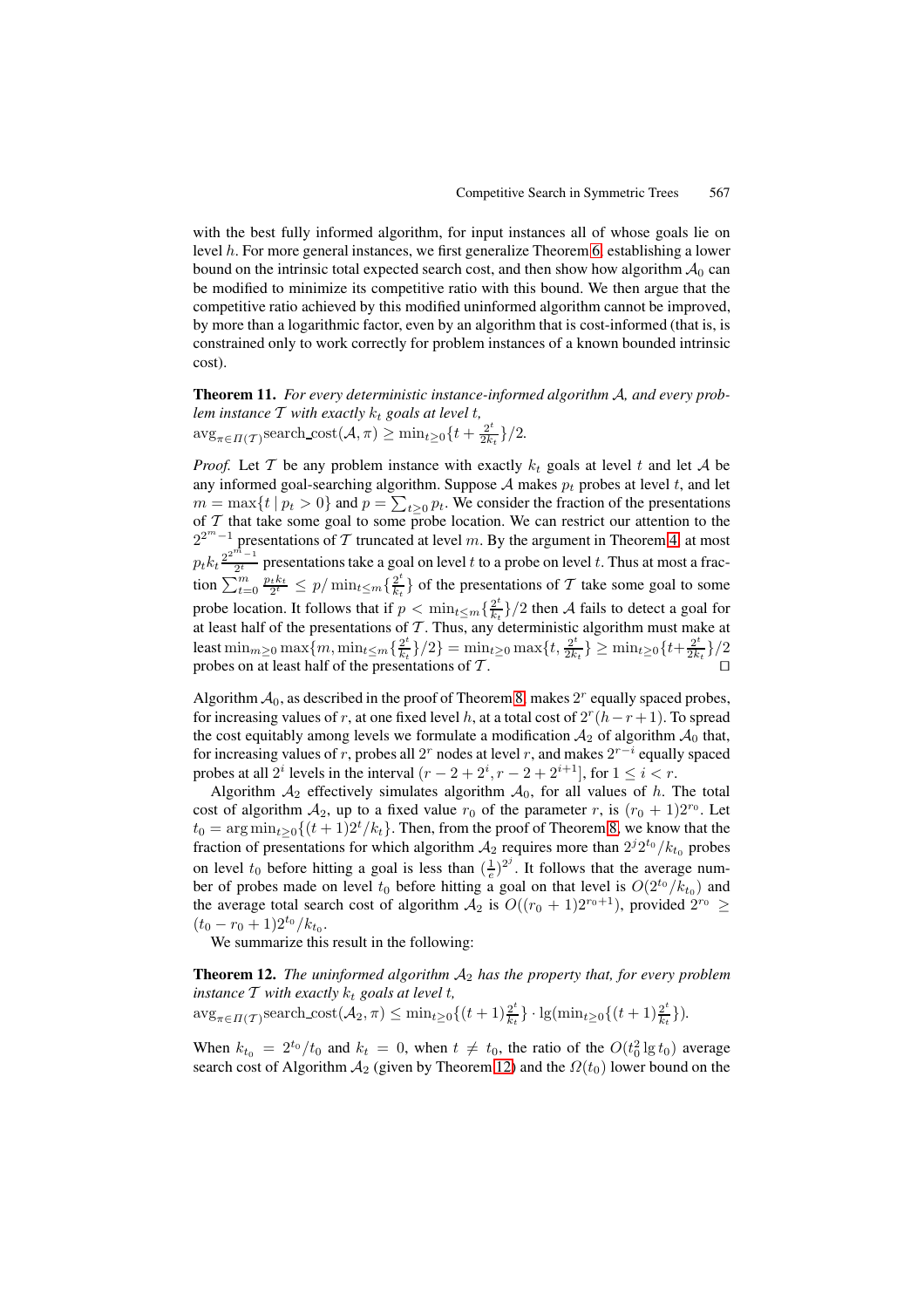with the best fully informed algorithm, for input instances all of whose goals lie on level $h$. For more general instances, we first generalize Theorem 6, establishing a lower bound on the intrinsic total expected search cost, and then show how algorithm $\mathcal{A}_0$ can be modified to minimize its competitive ratio with this bound. We then argue that the competitive ratio achieved by this modified uninformed algorithm cannot be improved, by more than a logarithmic factor, even by an algorithm that is cost-informed (that is, is constrained only to work correctly for problem instances of a known bounded intrinsic cost).

**Theorem 11.** *For every deterministic instance-informed algorithm $\mathcal{A}$, and every problem instance $\mathcal{T}$ with exactly $k_t$ goals at level $t$,*
$\text{avg}_{\pi \in \Pi(\mathcal{T})} \text{search\_cost}(\mathcal{A}, \pi) \geq \min_{t \geq 0}\{t + \frac{2^t}{2k_t}\}/2$.

*Proof.* Let $\mathcal{T}$ be any problem instance with exactly $k_t$ goals at level $t$ and let $\mathcal{A}$ be any informed goal-searching algorithm. Suppose $\mathcal{A}$ makes $p_t$ probes at level $t$, and let $m = \max\{t \mid p_t > 0\}$ and $p = \sum_{t \geq 0} p_t$. We consider the fraction of the presentations of $\mathcal{T}$ that take some goal to some probe location. We can restrict our attention to the $2^{2^m - 1}$ presentations of $\mathcal{T}$ truncated at level $m$. By the argument in Theorem 4, at most $p_t k_t \frac{2^{2^m - 1}}{2^t}$ presentations take a goal on level $t$ to a probe on level $t$. Thus at most a fraction $\sum_{t=0}^{m} \frac{p_t k_t}{2^t} \leq p / \min_{t \leq m}\{\frac{2^t}{k_t}\}$ of the presentations of $\mathcal{T}$ take some goal to some probe location. It follows that if $p < \min_{t \leq m}\{\frac{2^t}{k_t}\}/2$ then $\mathcal{A}$ fails to detect a goal for at least half of the presentations of $\mathcal{T}$. Thus, any deterministic algorithm must make at least $\min_{m \geq 0} \max\{m, \min_{t \leq m}\{\frac{2^t}{k_t}\}/2\} = \min_{t \geq 0} \max\{t, \frac{2^t}{2k_t}\} \geq \min_{t \geq 0}\{t + \frac{2^t}{2k_t}\}/2$ probes on at least half of the presentations of $\mathcal{T}$. □

Algorithm $\mathcal{A}_0$, as described in the proof of Theorem 8, makes $2^r$ equally spaced probes, for increasing values of $r$, at one fixed level $h$, at a total cost of $2^r(h - r + 1)$. To spread the cost equitably among levels we formulate a modification $\mathcal{A}_2$ of algorithm $\mathcal{A}_0$ that, for increasing values of $r$, probes all $2^r$ nodes at level $r$, and makes $2^{r-i}$ equally spaced probes at all $2^i$ levels in the interval $(r - 2 + 2^i, r - 2 + 2^{i+1}]$, for $1 \leq i < r$.

Algorithm $\mathcal{A}_2$ effectively simulates algorithm $\mathcal{A}_0$, for all values of $h$. The total cost of algorithm $\mathcal{A}_2$, up to a fixed value $r_0$ of the parameter $r$, is $(r_0 + 1)2^{r_0}$. Let $t_0 = \arg\min_{t \geq 0}\{(t+1)2^t/k_t\}$. Then, from the proof of Theorem 8, we know that the fraction of presentations for which algorithm $\mathcal{A}_2$ requires more than $2^j 2^{t_0}/k_{t_0}$ probes on level $t_0$ before hitting a goal is less than $(\frac{1}{e})^{2^j}$. It follows that the average number of probes made on level $t_0$ before hitting a goal on that level is $O(2^{t_0}/k_{t_0})$ and the average total search cost of algorithm $\mathcal{A}_2$ is $O((r_0 + 1)2^{r_0+1})$, provided $2^{r_0} \geq (t_0 - r_0 + 1)2^{t_0}/k_{t_0}$.

We summarize this result in the following:

**Theorem 12.** *The uninformed algorithm $\mathcal{A}_2$ has the property that, for every problem instance $\mathcal{T}$ with exactly $k_t$ goals at level $t$,*
$\text{avg}_{\pi \in \Pi(\mathcal{T})} \text{search\_cost}(\mathcal{A}_2, \pi) \leq \min_{t \geq 0}\{(t+1)\frac{2^t}{k_t}\} \cdot \lg(\min_{t \geq 0}\{(t+1)\frac{2^t}{k_t}\})$.

When $k_{t_0} = 2^{t_0}/t_0$ and $k_t = 0$, when $t \neq t_0$, the ratio of the $O(t_0^2 \lg t_0)$ average search cost of Algorithm $\mathcal{A}_2$ (given by Theorem 12) and the $\Omega(t_0)$ lower bound on the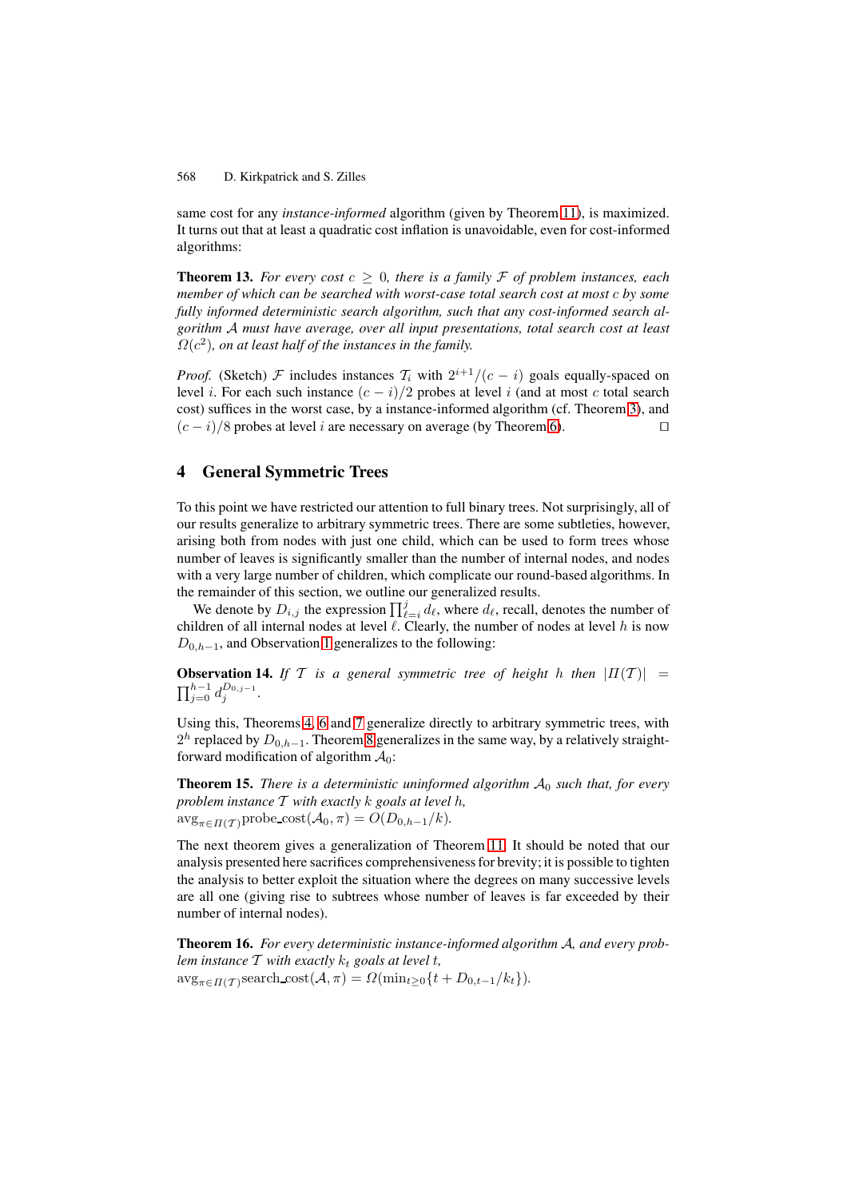same cost for any *instance-informed* algorithm (given by Theorem 11), is maximized. It turns out that at least a quadratic cost inflation is unavoidable, even for cost-informed algorithms:

**Theorem 13.** *For every cost $c \geq 0$, there is a family $\mathcal{F}$ of problem instances, each member of which can be searched with worst-case total search cost at most $c$ by some fully informed deterministic search algorithm, such that any cost-informed search algorithm $\mathcal{A}$ must have average, over all input presentations, total search cost at least $\Omega(c^2)$, on at least half of the instances in the family.*

*Proof.* (Sketch) $\mathcal{F}$ includes instances $\mathcal{T}_i$ with $2^{i+1}/(c-i)$ goals equally-spaced on level $i$. For each such instance $(c-i)/2$ probes at level $i$ (and at most $c$ total search cost) suffices in the worst case, by a instance-informed algorithm (cf. Theorem 3), and $(c-i)/8$ probes at level $i$ are necessary on average (by Theorem 6). □

## 4 General Symmetric Trees

To this point we have restricted our attention to full binary trees. Not surprisingly, all of our results generalize to arbitrary symmetric trees. There are some subtleties, however, arising both from nodes with just one child, which can be used to form trees whose number of leaves is significantly smaller than the number of internal nodes, and nodes with a very large number of children, which complicate our round-based algorithms. In the remainder of this section, we outline our generalized results.

We denote by $D_{i,j}$ the expression $\prod_{\ell=i}^{j} d_\ell$, where $d_\ell$, recall, denotes the number of children of all internal nodes at level $\ell$. Clearly, the number of nodes at level $h$ is now $D_{0,h-1}$, and Observation 1 generalizes to the following:

**Observation 14.** *If $\mathcal{T}$ is a general symmetric tree of height $h$ then $|\Pi(\mathcal{T})| = \prod_{j=0}^{h-1} d_j^{D_{0,j-1}}$.*

Using this, Theorems 4, 6 and 7 generalize directly to arbitrary symmetric trees, with $2^h$ replaced by $D_{0,h-1}$. Theorem 8 generalizes in the same way, by a relatively straightforward modification of algorithm $\mathcal{A}_0$:

**Theorem 15.** *There is a deterministic uninformed algorithm $\mathcal{A}_0$ such that, for every problem instance $\mathcal{T}$ with exactly $k$ goals at level $h$,*
$\text{avg}_{\pi \in \Pi(\mathcal{T})} \text{probe\_cost}(\mathcal{A}_0, \pi) = O(D_{0,h-1}/k)$.

The next theorem gives a generalization of Theorem 11. It should be noted that our analysis presented here sacrifices comprehensiveness for brevity; it is possible to tighten the analysis to better exploit the situation where the degrees on many successive levels are all one (giving rise to subtrees whose number of leaves is far exceeded by their number of internal nodes).

**Theorem 16.** *For every deterministic instance-informed algorithm $\mathcal{A}$, and every problem instance $\mathcal{T}$ with exactly $k_t$ goals at level $t$,*
$\text{avg}_{\pi \in \Pi(\mathcal{T})} \text{search\_cost}(\mathcal{A}, \pi) = \Omega(\min_{t \geq 0}\{t + D_{0,t-1}/k_t\})$.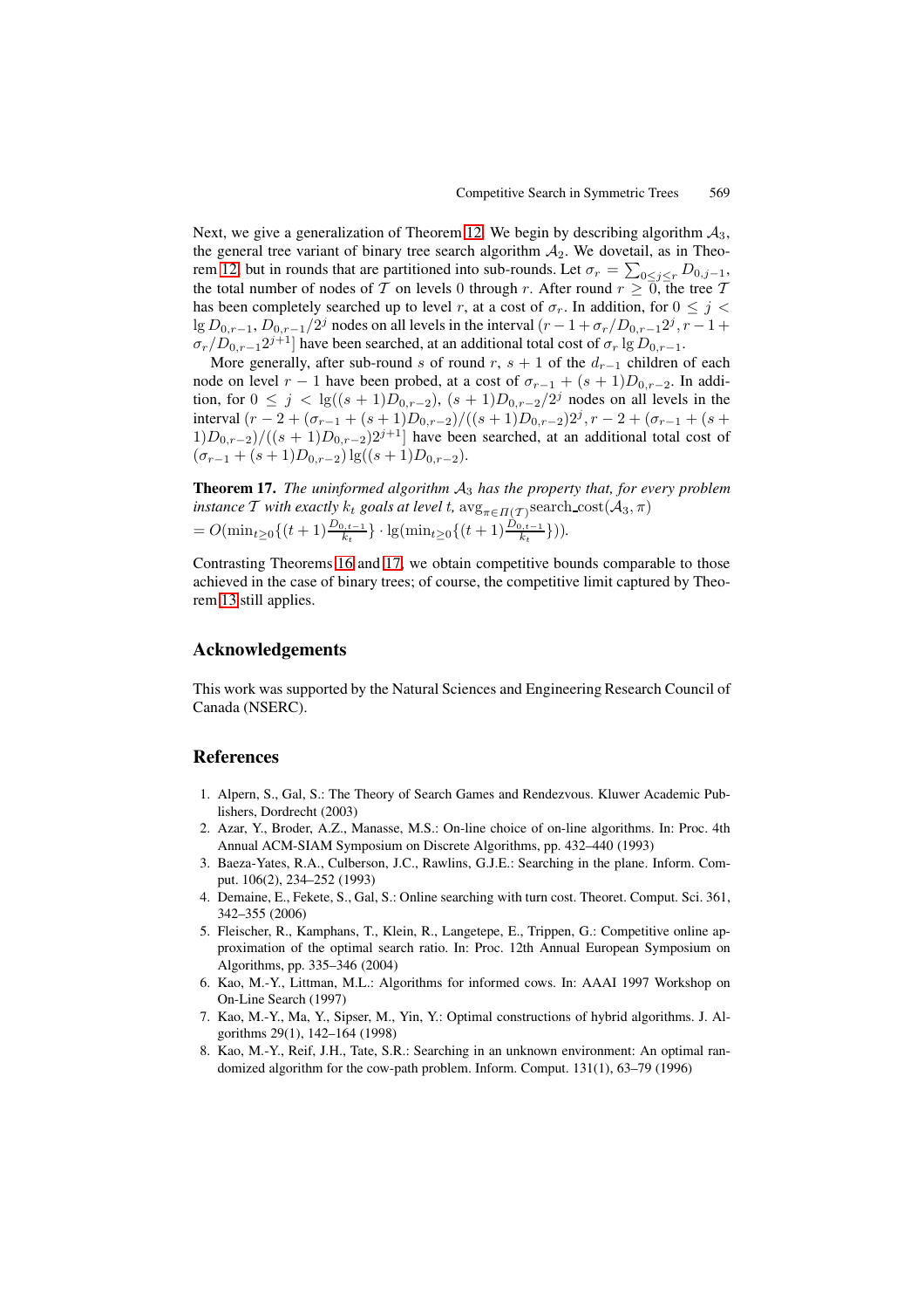Next, we give a generalization of Theorem 12. We begin by describing algorithm $\mathcal{A}_3$, the general tree variant of binary tree search algorithm $\mathcal{A}_2$. We dovetail, as in Theorem 12, but in rounds that are partitioned into sub-rounds. Let $\sigma_r = \sum_{0 \leq j \leq r} D_{0,j-1}$, the total number of nodes of $\mathcal{T}$ on levels 0 through $r$. After round $r \geq 0$, the tree $\mathcal{T}$ has been completely searched up to level $r$, at a cost of $\sigma_r$. In addition, for $0 \leq j < \lg D_{0,r-1}$, $D_{0,r-1}/2^j$ nodes on all levels in the interval $(r - 1 + \sigma_r/D_{0,r-1}2^j, r - 1 + \sigma_r/D_{0,r-1}2^{j+1}]$ have been searched, at an additional total cost of $\sigma_r \lg D_{0,r-1}$.

More generally, after sub-round $s$ of round $r$, $s + 1$ of the $d_{r-1}$ children of each node on level $r - 1$ have been probed, at a cost of $\sigma_{r-1} + (s + 1)D_{0,r-2}$. In addition, for $0 \leq j < \lg((s + 1)D_{0,r-2})$, $(s + 1)D_{0,r-2}/2^j$ nodes on all levels in the interval $(r - 2 + (\sigma_{r-1} + (s + 1)D_{0,r-2})/((s + 1)D_{0,r-2})2^j, r - 2 + (\sigma_{r-1} + (s + 1)D_{0,r-2})/((s + 1)D_{0,r-2})2^{j+1}]$ have been searched, at an additional total cost of $(\sigma_{r-1} + (s + 1)D_{0,r-2}) \lg((s + 1)D_{0,r-2})$.

**Theorem 17.** *The uninformed algorithm $\mathcal{A}_3$ has the property that, for every problem instance $\mathcal{T}$ with exactly $k_t$ goals at level $t$,* $\operatorname{avg}_{\pi \in \Pi(\mathcal{T})} \text{search\_cost}(\mathcal{A}_3, \pi)$
$= O(\min_{t \geq 0}\{(t + 1)\frac{D_{0,t-1}}{k_t}\} \cdot \lg(\min_{t \geq 0}\{(t + 1)\frac{D_{0,t-1}}{k_t}\}))$.

Contrasting Theorems 16 and 17, we obtain competitive bounds comparable to those achieved in the case of binary trees; of course, the competitive limit captured by Theorem 13 still applies.

## Acknowledgements

This work was supported by the Natural Sciences and Engineering Research Council of Canada (NSERC).

## References

1. Alpern, S., Gal, S.: The Theory of Search Games and Rendezvous. Kluwer Academic Publishers, Dordrecht (2003)
2. Azar, Y., Broder, A.Z., Manasse, M.S.: On-line choice of on-line algorithms. In: Proc. 4th Annual ACM-SIAM Symposium on Discrete Algorithms, pp. 432–440 (1993)
3. Baeza-Yates, R.A., Culberson, J.C., Rawlins, G.J.E.: Searching in the plane. Inform. Comput. 106(2), 234–252 (1993)
4. Demaine, E., Fekete, S., Gal, S.: Online searching with turn cost. Theoret. Comput. Sci. 361, 342–355 (2006)
5. Fleischer, R., Kamphans, T., Klein, R., Langetepe, E., Trippen, G.: Competitive online approximation of the optimal search ratio. In: Proc. 12th Annual European Symposium on Algorithms, pp. 335–346 (2004)
6. Kao, M.-Y., Littman, M.L.: Algorithms for informed cows. In: AAAI 1997 Workshop on On-Line Search (1997)
7. Kao, M.-Y., Ma, Y., Sipser, M., Yin, Y.: Optimal constructions of hybrid algorithms. J. Algorithms 29(1), 142–164 (1998)
8. Kao, M.-Y., Reif, J.H., Tate, S.R.: Searching in an unknown environment: An optimal randomized algorithm for the cow-path problem. Inform. Comput. 131(1), 63–79 (1996)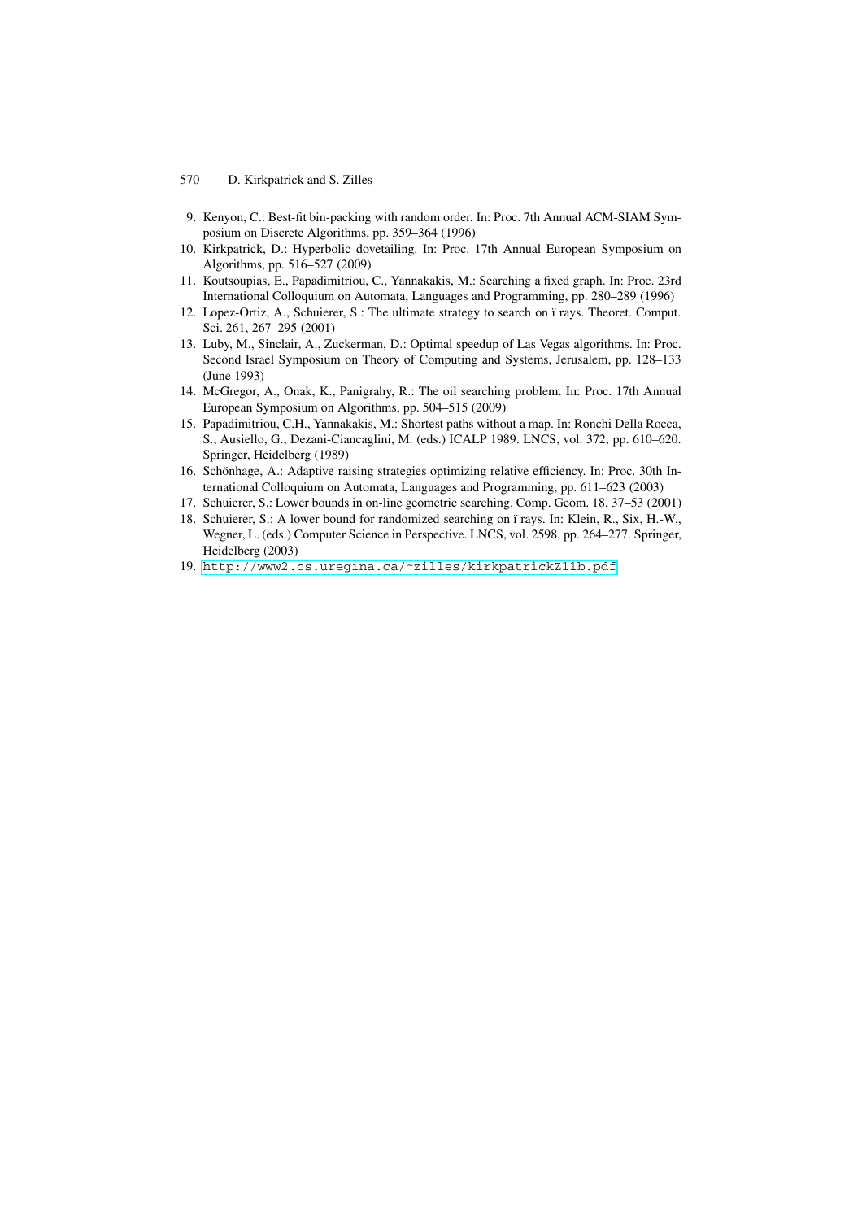9. Kenyon, C.: Best-fit bin-packing with random order. In: Proc. 7th Annual ACM-SIAM Symposium on Discrete Algorithms, pp. 359–364 (1996)
10. Kirkpatrick, D.: Hyperbolic dovetailing. In: Proc. 17th Annual European Symposium on Algorithms, pp. 516–527 (2009)
11. Koutsoupias, E., Papadimitriou, C., Yannakakis, M.: Searching a fixed graph. In: Proc. 23rd International Colloquium on Automata, Languages and Programming, pp. 280–289 (1996)
12. Lopez-Ortiz, A., Schuierer, S.: The ultimate strategy to search on ï rays. Theoret. Comput. Sci. 261, 267–295 (2001)
13. Luby, M., Sinclair, A., Zuckerman, D.: Optimal speedup of Las Vegas algorithms. In: Proc. Second Israel Symposium on Theory of Computing and Systems, Jerusalem, pp. 128–133 (June 1993)
14. McGregor, A., Onak, K., Panigrahy, R.: The oil searching problem. In: Proc. 17th Annual European Symposium on Algorithms, pp. 504–515 (2009)
15. Papadimitriou, C.H., Yannakakis, M.: Shortest paths without a map. In: Ronchi Della Rocca, S., Ausiello, G., Dezani-Ciancaglini, M. (eds.) ICALP 1989. LNCS, vol. 372, pp. 610–620. Springer, Heidelberg (1989)
16. Schönhage, A.: Adaptive raising strategies optimizing relative efficiency. In: Proc. 30th International Colloquium on Automata, Languages and Programming, pp. 611–623 (2003)
17. Schuierer, S.: Lower bounds in on-line geometric searching. Comp. Geom. 18, 37–53 (2001)
18. Schuierer, S.: A lower bound for randomized searching on ï rays. In: Klein, R., Six, H.-W., Wegner, L. (eds.) Computer Science in Perspective. LNCS, vol. 2598, pp. 264–277. Springer, Heidelberg (2003)
19. http://www2.cs.uregina.ca/~zilles/kirkpatrickZ11b.pdf